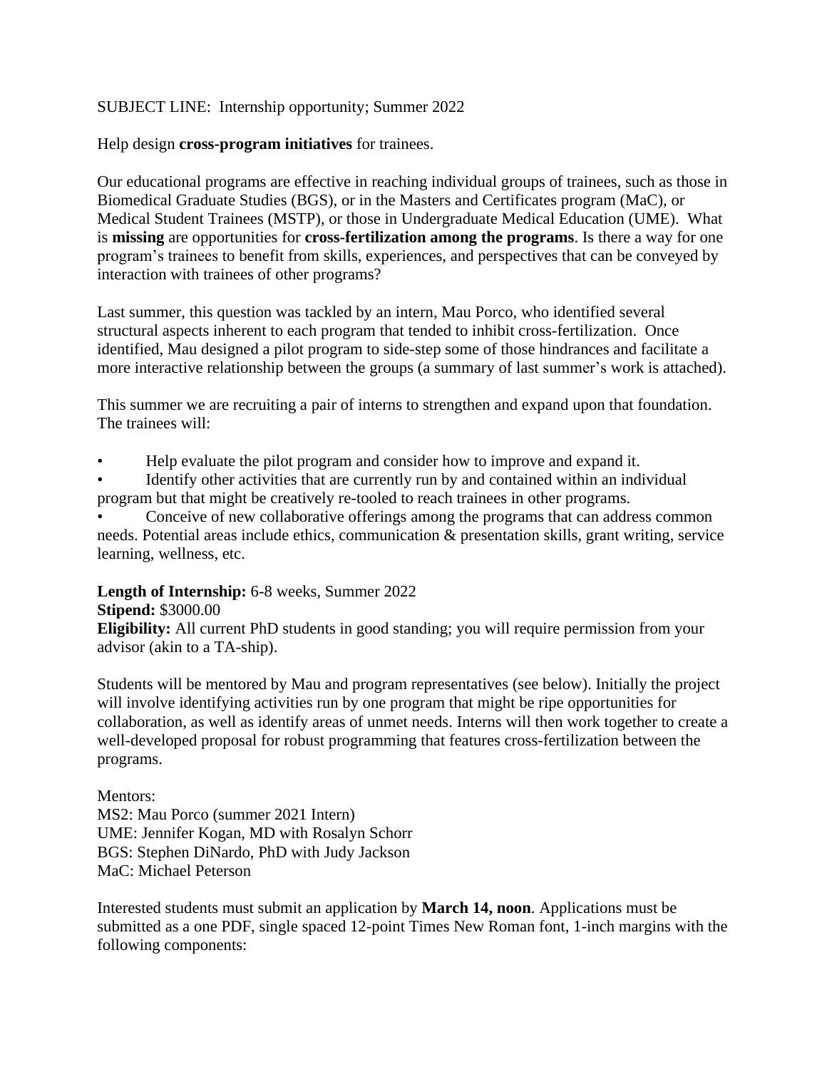SUBJECT LINE: Internship opportunity; Summer 2022

Help design **cross-program initiatives** for trainees.

Our educational programs are effective in reaching individual groups of trainees, such as those in Biomedical Graduate Studies (BGS), or in the Masters and Certificates program (MaC), or Medical Student Trainees (MSTP), or those in Undergraduate Medical Education (UME). What is **missing** are opportunities for **cross-fertilization among the programs**. Is there a way for one program's trainees to benefit from skills, experiences, and perspectives that can be conveyed by interaction with trainees of other programs?

Last summer, this question was tackled by an intern, Mau Porco, who identified several structural aspects inherent to each program that tended to inhibit cross-fertilization. Once identified, Mau designed a pilot program to side-step some of those hindrances and facilitate a more interactive relationship between the groups (a summary of last summer's work is attached).

This summer we are recruiting a pair of interns to strengthen and expand upon that foundation. The trainees will:

- Help evaluate the pilot program and consider how to improve and expand it.
- Identify other activities that are currently run by and contained within an individual program but that might be creatively re-tooled to reach trainees in other programs.
- Conceive of new collaborative offerings among the programs that can address common needs. Potential areas include ethics, communication & presentation skills, grant writing, service learning, wellness, etc.

**Length of Internship:** 6-8 weeks, Summer 2022
**Stipend:** $3000.00
**Eligibility:** All current PhD students in good standing; you will require permission from your advisor (akin to a TA-ship).

Students will be mentored by Mau and program representatives (see below). Initially the project will involve identifying activities run by one program that might be ripe opportunities for collaboration, as well as identify areas of unmet needs. Interns will then work together to create a well-developed proposal for robust programming that features cross-fertilization between the programs.

Mentors:
MS2: Mau Porco (summer 2021 Intern)
UME: Jennifer Kogan, MD with Rosalyn Schorr
BGS: Stephen DiNardo, PhD with Judy Jackson
MaC: Michael Peterson

Interested students must submit an application by **March 14, noon**. Applications must be submitted as a one PDF, single spaced 12-point Times New Roman font, 1-inch margins with the following components: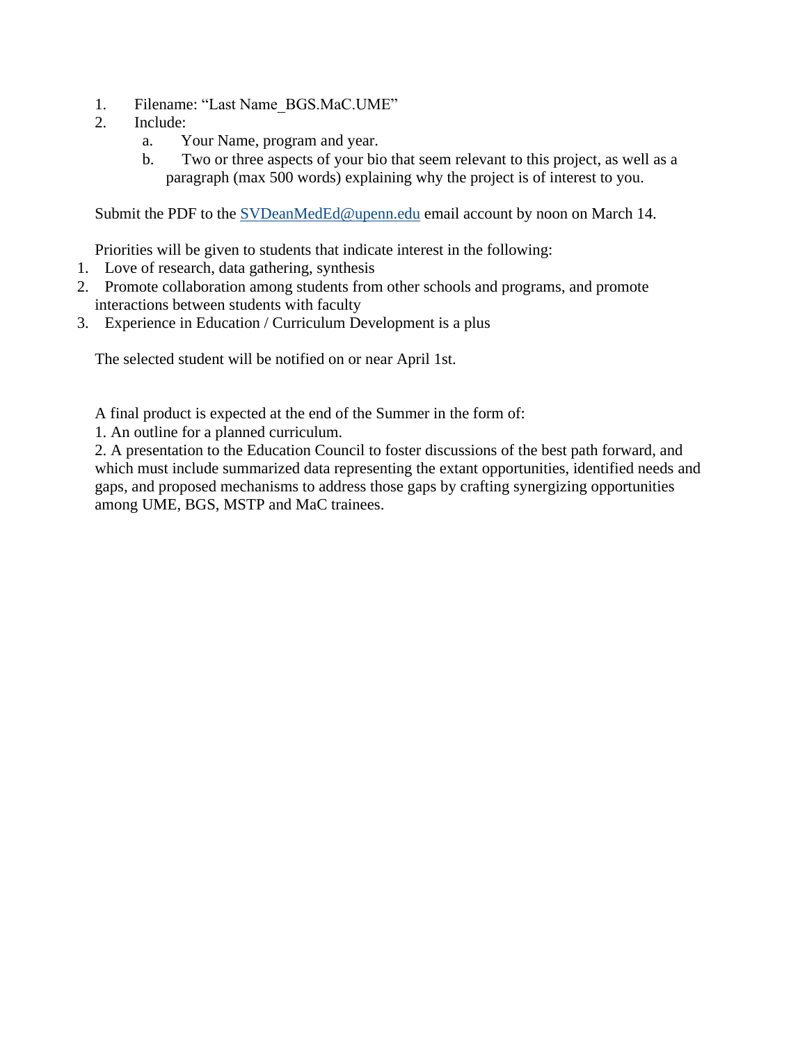1. Filename: “Last Name_BGS.MaC.UME”
2. Include:
    a. Your Name, program and year.
    b. Two or three aspects of your bio that seem relevant to this project, as well as a paragraph (max 500 words) explaining why the project is of interest to you.

Submit the PDF to the SVDeanMedEd@upenn.edu email account by noon on March 14.

Priorities will be given to students that indicate interest in the following:

1. Love of research, data gathering, synthesis
2. Promote collaboration among students from other schools and programs, and promote interactions between students with faculty
3. Experience in Education / Curriculum Development is a plus

The selected student will be notified on or near April 1st.

A final product is expected at the end of the Summer in the form of:

1. An outline for a planned curriculum.
2. A presentation to the Education Council to foster discussions of the best path forward, and which must include summarized data representing the extant opportunities, identified needs and gaps, and proposed mechanisms to address those gaps by crafting synergizing opportunities among UME, BGS, MSTP and MaC trainees.